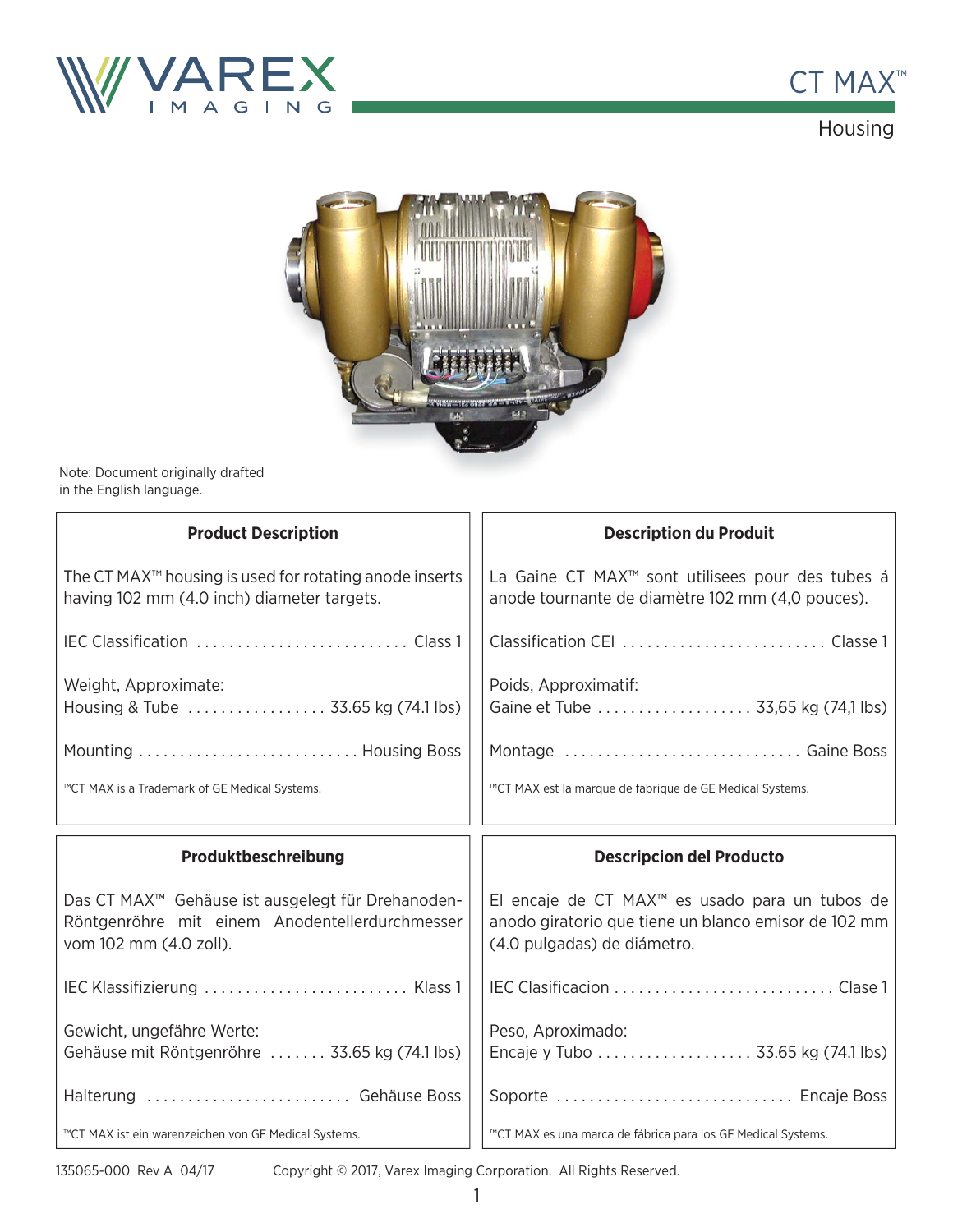# CT MAX™

## Housing

Note: Document originally drafted in the English language.

### Product Description

The CT MAX™ housing is used for rotating anode inserts having 102 mm (4.0 inch) diameter targets.

IEC Classification .......................... Class 1

Weight, Approximate:
Housing & Tube ................. 33.65 kg (74.1 lbs)

Mounting .......................... Housing Boss

™CT MAX is a Trademark of GE Medical Systems.

### Description du Produit

La Gaine CT MAX™ sont utilisees pour des tubes á anode tournante de diamètre 102 mm (4,0 pouces).

Classification CEI ......................... Classe 1

Poids, Approximatif:
Gaine et Tube ................... 33,65 kg (74,1 lbs)

Montage ............................ Gaine Boss

™CT MAX est la marque de fabrique de GE Medical Systems.

### Produktbeschreibung

Das CT MAX™ Gehäuse ist ausgelegt für Drehanoden-Röntgenröhre mit einem Anodentellerdurchmesser vom 102 mm (4.0 zoll).

IEC Klassifizierung ......................... Klass 1

Gewicht, ungefähre Werte:
Gehäuse mit Röntgenröhre ....... 33.65 kg (74.1 lbs)

Halterung ......................... Gehäuse Boss

™CT MAX ist ein warenzeichen von GE Medical Systems.

### Descripcion del Producto

El encaje de CT MAX™ es usado para un tubos de anodo giratorio que tiene un blanco emisor de 102 mm (4.0 pulgadas) de diámetro.

IEC Clasificacion ........................... Clase 1

Peso, Aproximado:
Encaje y Tubo ................... 33.65 kg (74.1 lbs)

Soporte ............................ Encaje Boss

™CT MAX es una marca de fábrica para los GE Medical Systems.

135065-000 Rev A 04/17

Copyright © 2017, Varex Imaging Corporation. All Rights Reserved.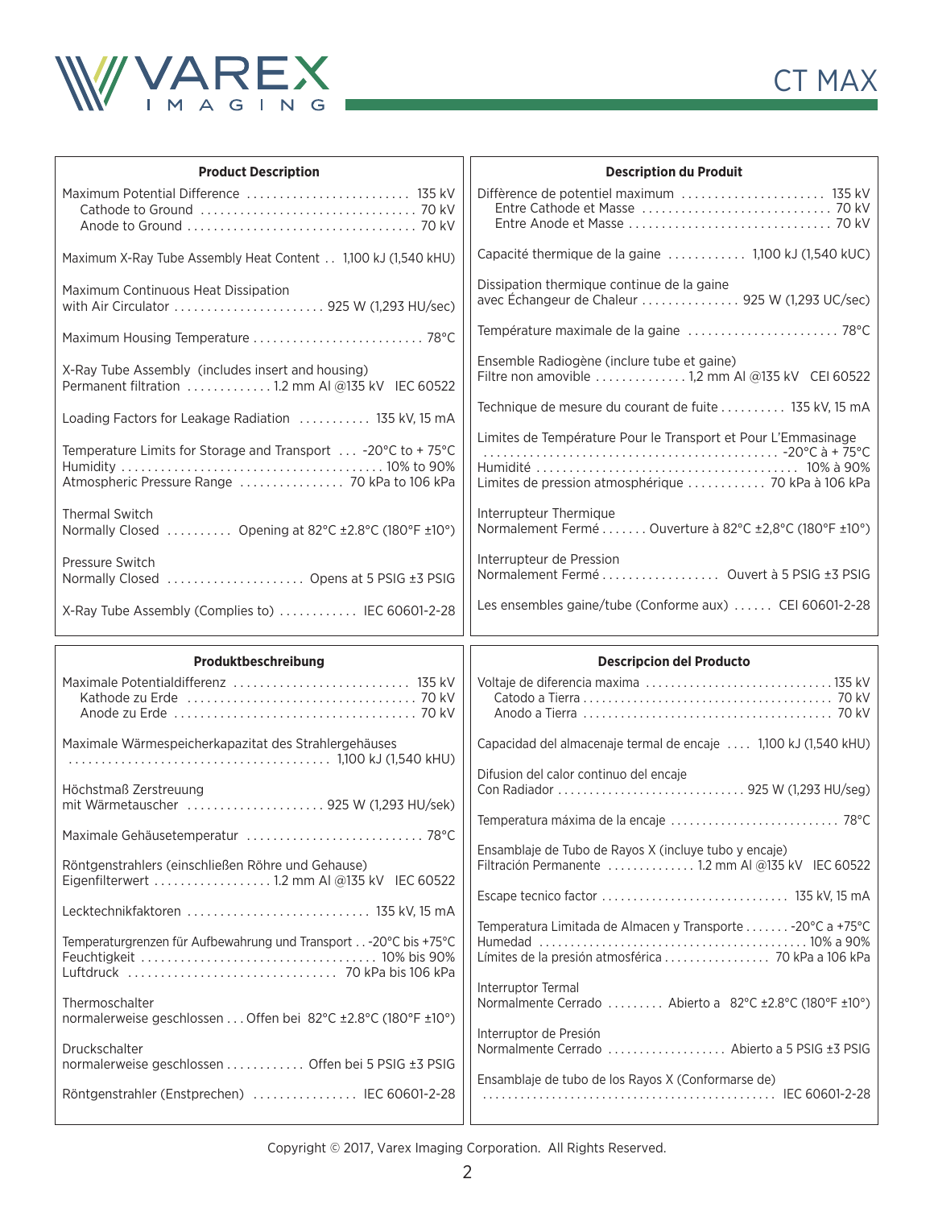# CT MAX

## Product Description

| | |
|---|---|
| Maximum Potential Difference | 135 kV |
| Cathode to Ground | 70 kV |
| Anode to Ground | 70 kV |
| Maximum X-Ray Tube Assembly Heat Content | 1,100 kJ (1,540 kHU) |
| Maximum Continuous Heat Dissipation with Air Circulator | 925 W (1,293 HU/sec) |
| Maximum Housing Temperature | 78°C |
| X-Ray Tube Assembly (includes insert and housing) Permanent filtration | 1.2 mm Al @135 kV IEC 60522 |
| Loading Factors for Leakage Radiation | 135 kV, 15 mA |
| Temperature Limits for Storage and Transport | -20°C to + 75°C |
| Humidity | 10% to 90% |
| Atmospheric Pressure Range | 70 kPa to 106 kPa |
| Thermal Switch Normally Closed | Opening at 82°C ±2.8°C (180°F ±10°) |
| Pressure Switch Normally Closed | Opens at 5 PSIG ±3 PSIG |
| X-Ray Tube Assembly (Complies to) | IEC 60601-2-28 |

## Description du Produit

| | |
|---|---|
| Diffèrence de potentiel maximum | 135 kV |
| Entre Cathode et Masse | 70 kV |
| Entre Anode et Masse | 70 kV |
| Capacité thermique de la gaine | 1,100 kJ (1,540 kUC) |
| Dissipation thermique continue de la gaine avec Échangeur de Chaleur | 925 W (1,293 UC/sec) |
| Température maximale de la gaine | 78°C |
| Ensemble Radiogène (inclure tube et gaine) Filtre non amovible | 1,2 mm Al @135 kV CEI 60522 |
| Technique de mesure du courant de fuite | 135 kV, 15 mA |
| Limites de Température Pour le Transport et Pour L'Emmasinage | -20°C à + 75°C |
| Humidité | 10% à 90% |
| Limites de pression atmosphérique | 70 kPa à 106 kPa |
| Interrupteur Thermique Normalement Fermé | Ouverture à 82°C ±2,8°C (180°F ±10°) |
| Interrupteur de Pression Normalement Fermé | Ouvert à 5 PSIG ±3 PSIG |
| Les ensembles gaine/tube (Conforme aux) | CEI 60601-2-28 |

## Produktbeschreibung

| | |
|---|---|
| Maximale Potentialdifferenz | 135 kV |
| Kathode zu Erde | 70 kV |
| Anode zu Erde | 70 kV |
| Maximale Wärmespeicherkapazitat des Strahlergehäuses | 1,100 kJ (1,540 kHU) |
| Höchstmaß Zerstreuung mit Wärmetauscher | 925 W (1,293 HU/sek) |
| Maximale Gehäusetemperatur | 78°C |
| Röntgenstrahlers (einschließen Röhre und Gehause) Eigenfilterwert | 1.2 mm Al @135 kV IEC 60522 |
| Lecktechnikfaktoren | 135 kV, 15 mA |
| Temperaturgrenzen für Aufbewahrung und Transport | -20°C bis +75°C |
| Feuchtigkeit | 10% bis 90% |
| Luftdruck | 70 kPa bis 106 kPa |
| Thermoschalter normalerweise geschlossen | Offen bei 82°C ±2.8°C (180°F ±10°) |
| Druckschalter normalerweise geschlossen | Offen bei 5 PSIG ±3 PSIG |
| Röntgenstrahler (Enstprechen) | IEC 60601-2-28 |

## Descripcion del Producto

| | |
|---|---|
| Voltaje de diferencia maxima | 135 kV |
| Catodo a Tierra | 70 kV |
| Anodo a Tierra | 70 kV |
| Capacidad del almacenaje termal de encaje | 1,100 kJ (1,540 kHU) |
| Difusion del calor continuo del encaje Con Radiador | 925 W (1,293 HU/seg) |
| Temperatura máxima de la encaje | 78°C |
| Ensamblaje de Tubo de Rayos X (incluye tubo y encaje) Filtración Permanente | 1.2 mm Al @135 kV IEC 60522 |
| Escape tecnico factor | 135 kV, 15 mA |
| Temperatura Limitada de Almacen y Transporte | -20°C a +75°C |
| Humedad | 10% a 90% |
| Límites de la presión atmosférica | 70 kPa a 106 kPa |
| Interruptor Termal Normalmente Cerrado | Abierto a 82°C ±2.8°C (180°F ±10°) |
| Interruptor de Presión Normalmente Cerrado | Abierto a 5 PSIG ±3 PSIG |
| Ensamblaje de tubo de los Rayos X (Conformarse de) | IEC 60601-2-28 |

Copyright © 2017, Varex Imaging Corporation. All Rights Reserved.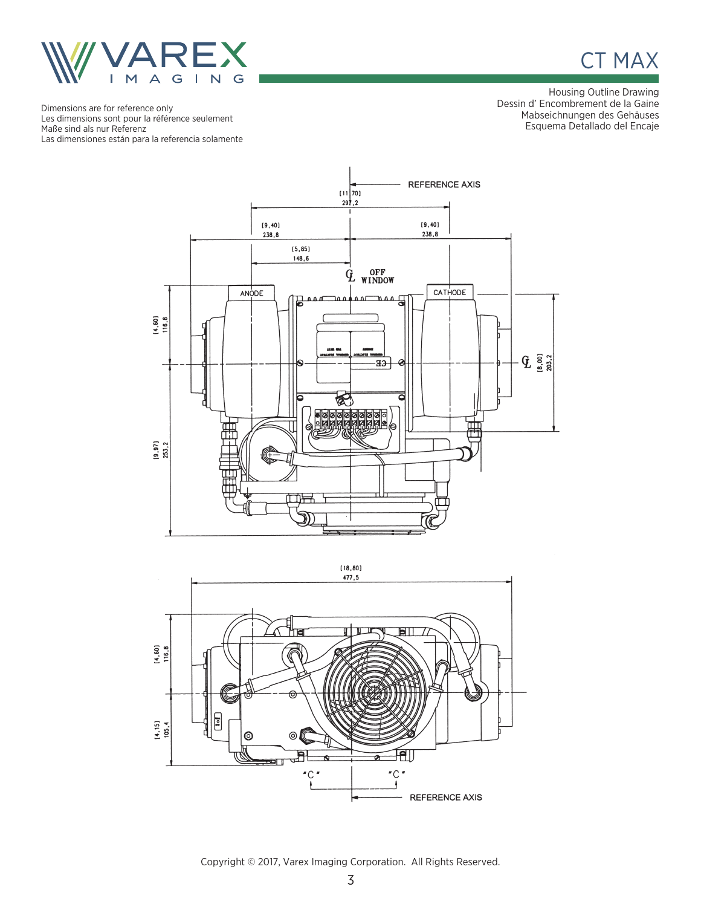# CT MAX

Housing Outline Drawing
Dessin d' Encombrement de la Gaine
Mabseichnungen des Gehäuses
Esquema Detallado del Encaje

Dimensions are for reference only
Les dimensions sont pour la référence seulement
Maße sind als nur Referenz
Las dimensiones están para la referencia solamente

REFERENCE AXIS

[11.70]
297,2

[9,40]
238,8

[9,40]
238,8

[5,85]
148,6

℄ OFF WINDOW

ANODE

CATHODE

[4,60]
116,8

[9,97]
253,2

℄

[8,00]
203,2

[18,80]
477,5

[4,60]
116,8

[4,15]
105,4

"C"

"C"

REFERENCE AXIS

Copyright © 2017, Varex Imaging Corporation. All Rights Reserved.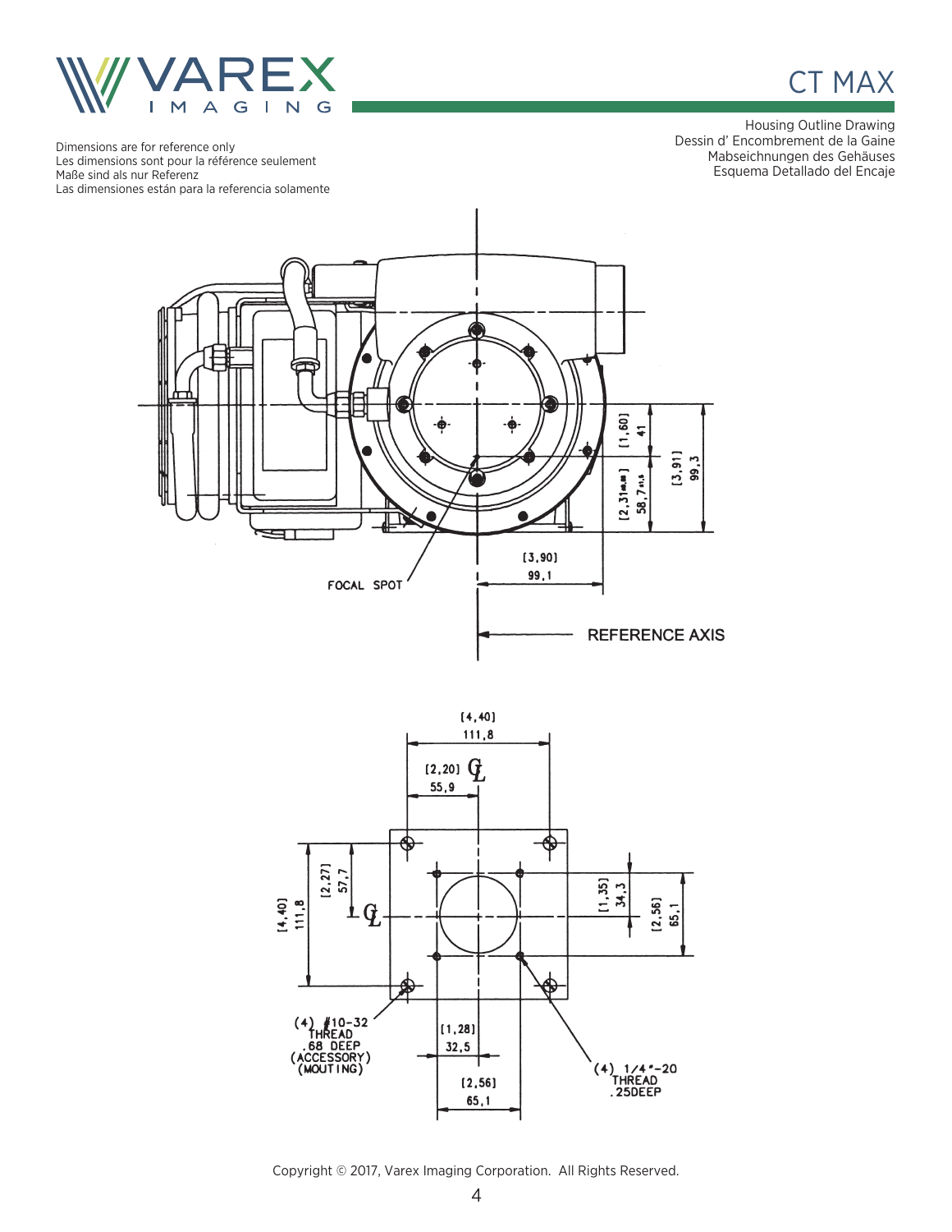CT MAX

Housing Outline Drawing
Dessin d' Encombrement de la Gaine
Mabseichnungen des Gehäuses
Esquema Detallado del Encaje

Dimensions are for reference only
Les dimensions sont pour la référence seulement
Maße sind als nur Referenz
Las dimensiones están para la referencia solamente

FOCAL SPOT

[3,90] 99,1

[1,60] 41

[2,31] 58,7

[3,91] 99,3

REFERENCE AXIS

[4,40] 111,8

[2,20] 55,9

[2,27] 57,7

[4,40] 111,8

[1,35] 34,3

[2,56] 65,1

(4) #10-32 THREAD .68 DEEP (ACCESSORY) (MOUTING)

[1,28] 32,5

[2,56] 65,1

(4) 1/4"-20 THREAD .25DEEP

Copyright © 2017, Varex Imaging Corporation. All Rights Reserved.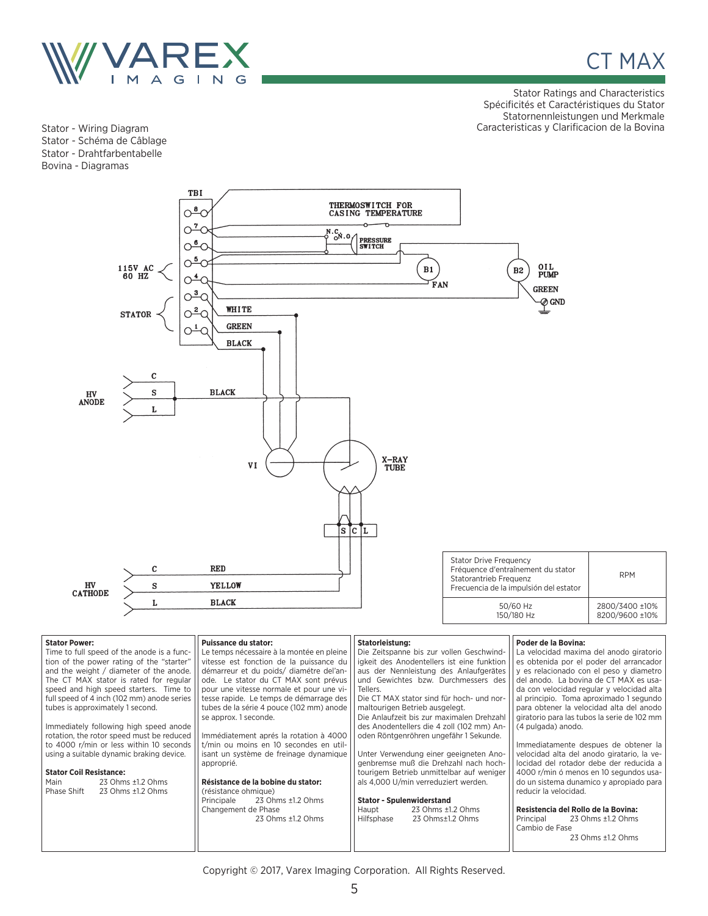CT MAX

Stator Ratings and Characteristics
Spécificités et Caractéristiques du Stator
Statornennleistungen und Merkmale
Caracteristicas y Clarificacion de la Bovina

Stator - Wiring Diagram
Stator - Schéma de Câblage
Stator - Drahtfarbentabelle
Bovina - Diagramas

TBI
THERMOSWITCH FOR CASING TEMPERATURE
N.C. N.O
PRESSURE SWITCH
115V AC 60 HZ
B1 FAN
B2 OIL PUMP
GREEN GND
STATOR
WHITE
GREEN
BLACK
HV ANODE C S L
BLACK
VI
X-RAY TUBE
S C L
HV CATHODE C S L
RED
YELLOW
BLACK

| Stator Drive Frequency<br>Fréquence d'entraînement du stator<br>Statorantrieb Frequenz<br>Frecuencia de la impulsión del estator | RPM |
|---|---|
| 50/60 Hz<br>150/180 Hz | 2800/3400 ±10%<br>8200/9600 ±10% |

**Stator Power:**
Time to full speed of the anode is a function of the power rating of the "starter" and the weight / diameter of the anode. The CT MAX stator is rated for regular speed and high speed starters. Time to full speed of 4 inch (102 mm) anode series tubes is approximately 1 second.

Immediately following high speed anode rotation, the rotor speed must be reduced to 4000 r/min or less within 10 seconds using a suitable dynamic braking device.

**Stator Coil Resistance:**
Main 23 Ohms ±1.2 Ohms
Phase Shift 23 Ohms ±1.2 Ohms

**Puissance du stator:**
Le temps nécessaire à la montée en pleine vitesse est fonction de la puissance du démarreur et du poids/ diamétre del'anode. Le stator du CT MAX sont prévus pour une vitesse normale et pour une vitesse rapide. Le temps de démarrage des tubes de la série 4 pouce (102 mm) anode se approx. 1 seconde.

Immédiatement aprés la rotation à 4000 t/min ou moins en 10 secondes en utilisant un système de freinage dynamique approprié.

**Résistance de la bobine du stator:**
(résistance ohmique)
Principale 23 Ohms ±1.2 Ohms
Changement de Phase
23 Ohms ±1.2 Ohms

**Statorleistung:**
Die Zeitspanne bis zur vollen Geschwindigkeit des Anodentellers ist eine funktion aus der Nennleistung des Anlaufgerätes und Gewichtes bzw. Durchmessers des Tellers.
Die CT MAX stator sind für hoch- und normaltourigen Betrieb ausgelegt.
Die Anlaufzeit bis zur maximalen Drehzahl des Anodentellers die 4 zoll (102 mm) Anoden Röntgenröhren ungefähr 1 Sekunde.

Unter Verwendung einer geeigneten Anogenbremse muß die Drehzahl nach hochtourigem Betrieb unmittelbar auf weniger als 4,000 U/min verreduziert werden.

**Stator - Spulenwiderstand**
Haupt 23 Ohms ±1.2 Ohms
Hilfsphase 23 Ohms±1.2 Ohms

**Poder de la Bovina:**
La velocidad maxima del anodo giratorio es obtenida por el poder del arrancador y es relacionado con el peso y diametro del anodo. La bovina de CT MAX es usada con velocidad regular y velocidad alta al principio. Toma aproximado 1 segundo para obtener la velocidad alta del anodo giratorio para las tubos la serie de 102 mm (4 pulgada) anodo.

Immediatamente despues de obtener la velocidad alta del anodo giratario, la velocidad del rotador debe der reducida a 4000 r/min ó menos en 10 segundos usado un sistema dunamico y apropiado para reducir la velocidad.

**Resistencia del Rollo de la Bovina:**
Principal 23 Ohms ±1.2 Ohms
Cambio de Fase
23 Ohms ±1.2 Ohms

Copyright © 2017, Varex Imaging Corporation. All Rights Reserved.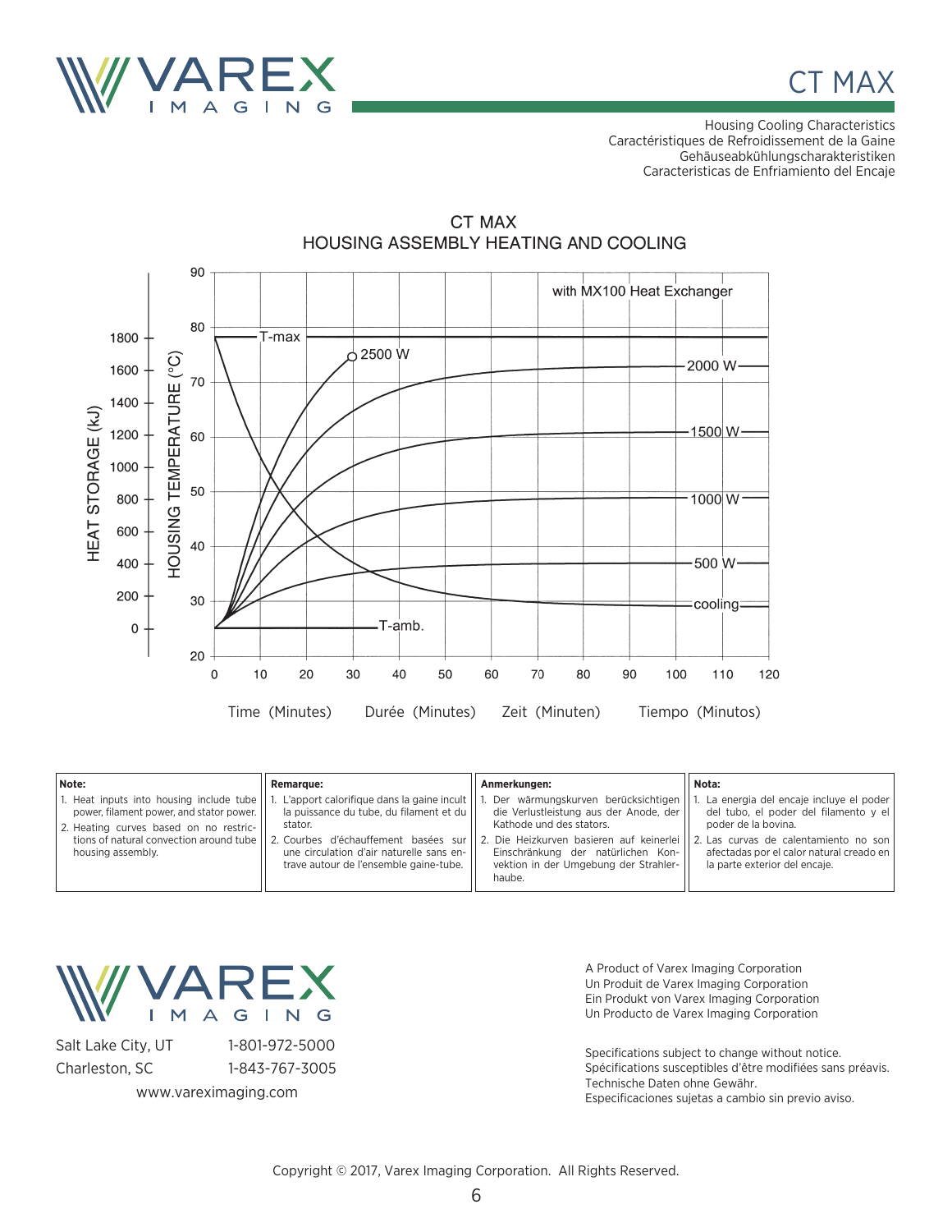# CT MAX

Housing Cooling Characteristics
Caractéristiques de Refroidissement de la Gaine
Gehäuseabkühlungscharakteristiken
Caracteristicas de Enfriamiento del Encaje

CT MAX
HOUSING ASSEMBLY HEATING AND COOLING

with MX100 Heat Exchanger

T-max
2500 W
2000 W
1500 W
1000 W
500 W
cooling
T-amb.

HEAT STORAGE (kJ): 0, 200, 400, 600, 800, 1000, 1200, 1400, 1600, 1800

HOUSING TEMPERATURE (°C): 20, 30, 40, 50, 60, 70, 80, 90

0, 10, 20, 30, 40, 50, 60, 70, 80, 90, 100, 110, 120

Time (Minutes) Durée (Minutes) Zeit (Minuten) Tiempo (Minutos)

**Note:**
1. Heat inputs into housing include tube power, filament power, and stator power.
2. Heating curves based on no restrictions of natural convection around tube housing assembly.

**Remarque:**
1. L'apport calorifique dans la gaine incult la puissance du tube, du filament et du stator.
2. Courbes d'échauffement basées sur une circulation d'air naturelle sans entrave autour de l'ensemble gaine-tube.

**Anmerkungen:**
1. Der wärmungskurven berücksichtigen die Verlustleistung aus der Anode, der Kathode und des stators.
2. Die Heizkurven basieren auf keinerlei Einschränkung der natürlichen Konvektion in der Umgebung der Strahlerhaube.

**Nota:**
1. La energia del encaje incluye el poder del tubo, el poder del filamento y el poder de la bovina.
2. Las curvas de calentamiento no son afectadas por el calor natural creado en la parte exterior del encaje.

VAREX IMAGING

Salt Lake City, UT 1-801-972-5000
Charleston, SC 1-843-767-3005
www.vareximaging.com

A Product of Varex Imaging Corporation
Un Produit de Varex Imaging Corporation
Ein Produkt von Varex Imaging Corporation
Un Producto de Varex Imaging Corporation

Specifications subject to change without notice.
Spécifications susceptibles d'être modifiées sans préavis.
Technische Daten ohne Gewähr.
Especificaciones sujetas a cambio sin previo aviso.

Copyright © 2017, Varex Imaging Corporation. All Rights Reserved.